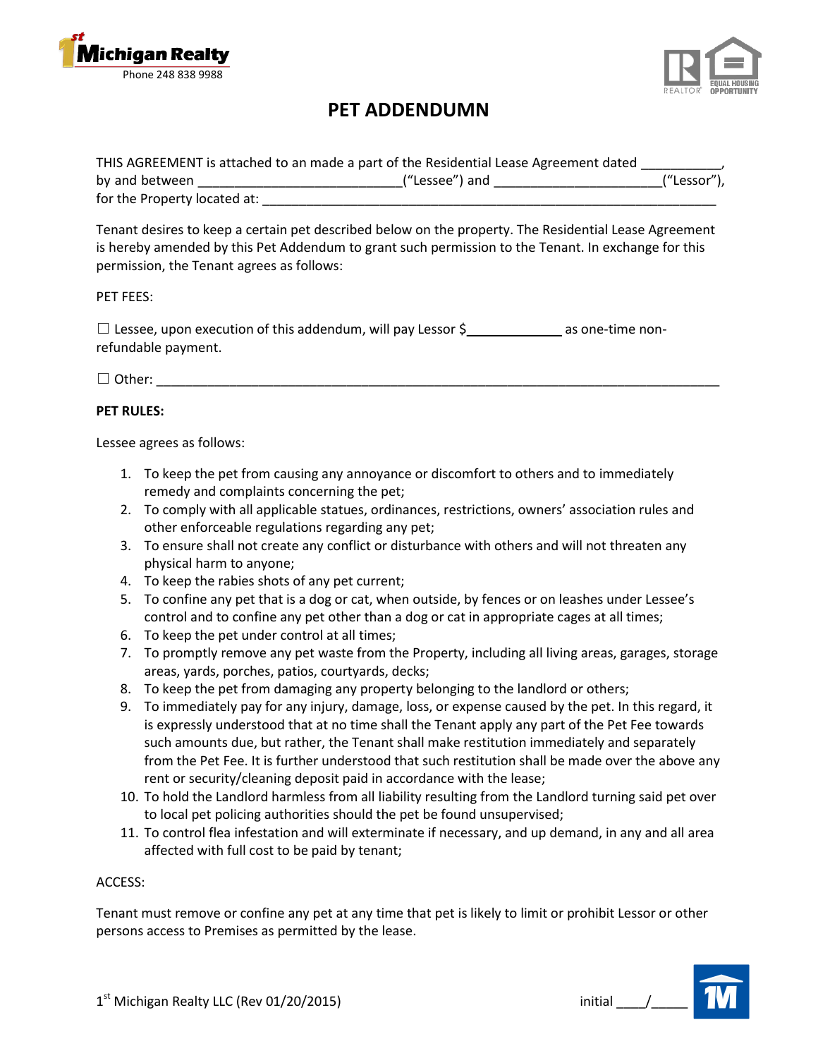1st Michigan Realty
Phone 248 838 9988

# PET ADDENDUMN

THIS AGREEMENT is attached to an made a part of the Residential Lease Agreement dated ___________, by and between ___________________________("Lessee") and ______________________("Lessor"), for the Property located at: _________________________________________________________________

Tenant desires to keep a certain pet described below on the property. The Residential Lease Agreement is hereby amended by this Pet Addendum to grant such permission to the Tenant. In exchange for this permission, the Tenant agrees as follows:

PET FEES:

☐ Lessee, upon execution of this addendum, will pay Lessor $_____________ as one-time non-refundable payment.

☐ Other: ________________________________________________________________________________

**PET RULES:**

Lessee agrees as follows:

1. To keep the pet from causing any annoyance or discomfort to others and to immediately remedy and complaints concerning the pet;
2. To comply with all applicable statues, ordinances, restrictions, owners' association rules and other enforceable regulations regarding any pet;
3. To ensure shall not create any conflict or disturbance with others and will not threaten any physical harm to anyone;
4. To keep the rabies shots of any pet current;
5. To confine any pet that is a dog or cat, when outside, by fences or on leashes under Lessee's control and to confine any pet other than a dog or cat in appropriate cages at all times;
6. To keep the pet under control at all times;
7. To promptly remove any pet waste from the Property, including all living areas, garages, storage areas, yards, porches, patios, courtyards, decks;
8. To keep the pet from damaging any property belonging to the landlord or others;
9. To immediately pay for any injury, damage, loss, or expense caused by the pet. In this regard, it is expressly understood that at no time shall the Tenant apply any part of the Pet Fee towards such amounts due, but rather, the Tenant shall make restitution immediately and separately from the Pet Fee. It is further understood that such restitution shall be made over the above any rent or security/cleaning deposit paid in accordance with the lease;
10. To hold the Landlord harmless from all liability resulting from the Landlord turning said pet over to local pet policing authorities should the pet be found unsupervised;
11. To control flea infestation and will exterminate if necessary, and up demand, in any and all area affected with full cost to be paid by tenant;

ACCESS:

Tenant must remove or confine any pet at any time that pet is likely to limit or prohibit Lessor or other persons access to Premises as permitted by the lease.

1st Michigan Realty LLC (Rev 01/20/2015) initial ____/_____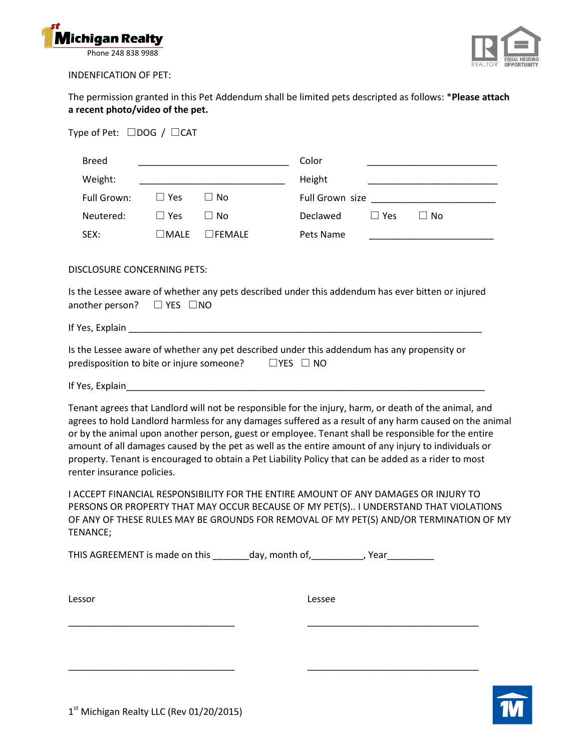1st Michigan Realty
Phone 248 838 9988

INDENFICATION OF PET:

The permission granted in this Pet Addendum shall be limited pets descripted as follows: ***Please attach a recent photo/video of the pet.**

Type of Pet: ☐DOG / ☐CAT

| | | | | | |
|---|---|---|---|---|---|
| Breed | ___________________________ | | Color | ______________________ | |
| Weight: | ___________________________ | | Height | ______________________ | |
| Full Grown: | ☐ Yes | ☐ No | Full Grown size | ______________________ | |
| Neutered: | ☐ Yes | ☐ No | Declawed | ☐ Yes | ☐ No |
| SEX: | ☐MALE | ☐FEMALE | Pets Name | ______________________ | |

DISCLOSURE CONCERNING PETS:

Is the Lessee aware of whether any pets described under this addendum has ever bitten or injured another person? ☐ YES ☐NO

If Yes, Explain ______________________________________________________________________

Is the Lessee aware of whether any pet described under this addendum has any propensity or predisposition to bite or injure someone? ☐YES ☐ NO

If Yes, Explain______________________________________________________________________

Tenant agrees that Landlord will not be responsible for the injury, harm, or death of the animal, and agrees to hold Landlord harmless for any damages suffered as a result of any harm caused on the animal or by the animal upon another person, guest or employee. Tenant shall be responsible for the entire amount of all damages caused by the pet as well as the entire amount of any injury to individuals or property. Tenant is encouraged to obtain a Pet Liability Policy that can be added as a rider to most renter insurance policies.

I ACCEPT FINANCIAL RESPONSIBILITY FOR THE ENTIRE AMOUNT OF ANY DAMAGES OR INJURY TO PERSONS OR PROPERTY THAT MAY OCCUR BECAUSE OF MY PET(S).. I UNDERSTAND THAT VIOLATIONS OF ANY OF THESE RULES MAY BE GROUNDS FOR REMOVAL OF MY PET(S) AND/OR TERMINATION OF MY TENANCE;

THIS AGREEMENT is made on this _______day, month of,__________, Year_________

Lessor

______________________________

______________________________

Lessee

______________________________

______________________________

1st Michigan Realty LLC (Rev 01/20/2015)